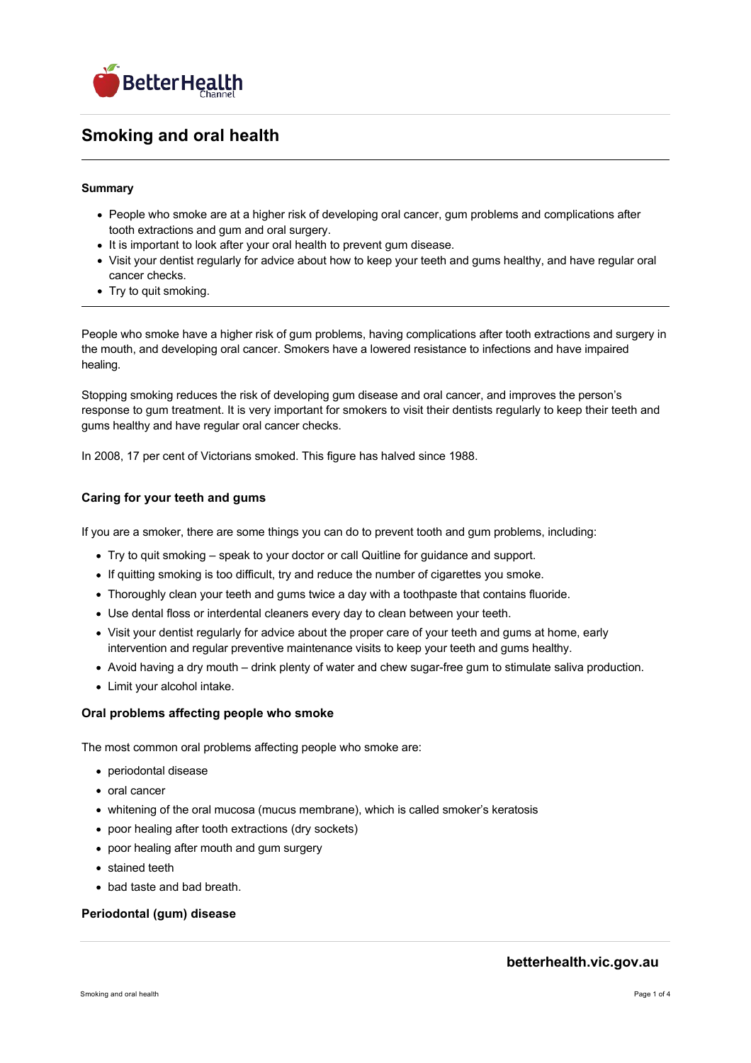# Smoking and oral health

**Summary**

- People who smoke are at a higher risk of developing oral cancer, gum problems and complications after tooth extractions and gum and oral surgery.
- It is important to look after your oral health to prevent gum disease.
- Visit your dentist regularly for advice about how to keep your teeth and gums healthy, and have regular oral cancer checks.
- Try to quit smoking.

People who smoke have a higher risk of gum problems, having complications after tooth extractions and surgery in the mouth, and developing oral cancer. Smokers have a lowered resistance to infections and have impaired healing.

Stopping smoking reduces the risk of developing gum disease and oral cancer, and improves the person's response to gum treatment. It is very important for smokers to visit their dentists regularly to keep their teeth and gums healthy and have regular oral cancer checks.

In 2008, 17 per cent of Victorians smoked. This figure has halved since 1988.

## Caring for your teeth and gums

If you are a smoker, there are some things you can do to prevent tooth and gum problems, including:

- Try to quit smoking – speak to your doctor or call Quitline for guidance and support.
- If quitting smoking is too difficult, try and reduce the number of cigarettes you smoke.
- Thoroughly clean your teeth and gums twice a day with a toothpaste that contains fluoride.
- Use dental floss or interdental cleaners every day to clean between your teeth.
- Visit your dentist regularly for advice about the proper care of your teeth and gums at home, early intervention and regular preventive maintenance visits to keep your teeth and gums healthy.
- Avoid having a dry mouth – drink plenty of water and chew sugar-free gum to stimulate saliva production.
- Limit your alcohol intake.

## Oral problems affecting people who smoke

The most common oral problems affecting people who smoke are:

- periodontal disease
- oral cancer
- whitening of the oral mucosa (mucus membrane), which is called smoker's keratosis
- poor healing after tooth extractions (dry sockets)
- poor healing after mouth and gum surgery
- stained teeth
- bad taste and bad breath.

## Periodontal (gum) disease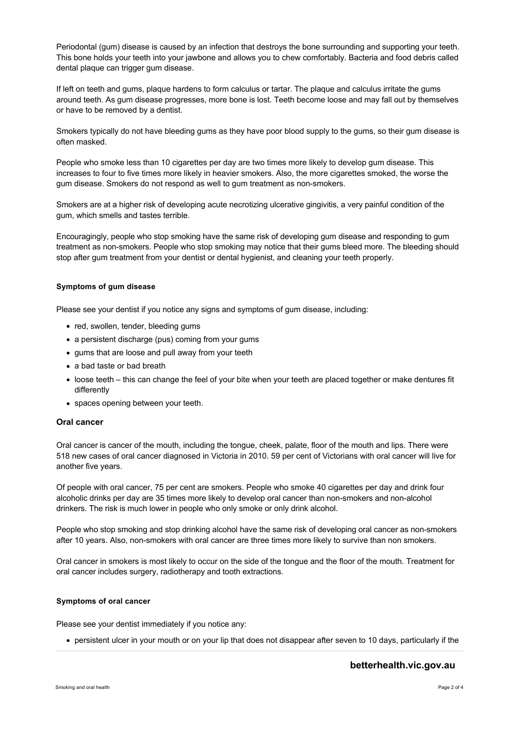Periodontal (gum) disease is caused by an infection that destroys the bone surrounding and supporting your teeth. This bone holds your teeth into your jawbone and allows you to chew comfortably. Bacteria and food debris called dental plaque can trigger gum disease.

If left on teeth and gums, plaque hardens to form calculus or tartar. The plaque and calculus irritate the gums around teeth. As gum disease progresses, more bone is lost. Teeth become loose and may fall out by themselves or have to be removed by a dentist.

Smokers typically do not have bleeding gums as they have poor blood supply to the gums, so their gum disease is often masked.

People who smoke less than 10 cigarettes per day are two times more likely to develop gum disease. This increases to four to five times more likely in heavier smokers. Also, the more cigarettes smoked, the worse the gum disease. Smokers do not respond as well to gum treatment as non-smokers.

Smokers are at a higher risk of developing acute necrotizing ulcerative gingivitis, a very painful condition of the gum, which smells and tastes terrible.

Encouragingly, people who stop smoking have the same risk of developing gum disease and responding to gum treatment as non-smokers. People who stop smoking may notice that their gums bleed more. The bleeding should stop after gum treatment from your dentist or dental hygienist, and cleaning your teeth properly.

#### Symptoms of gum disease

Please see your dentist if you notice any signs and symptoms of gum disease, including:

- red, swollen, tender, bleeding gums
- a persistent discharge (pus) coming from your gums
- gums that are loose and pull away from your teeth
- a bad taste or bad breath
- loose teeth – this can change the feel of your bite when your teeth are placed together or make dentures fit differently
- spaces opening between your teeth.

### Oral cancer

Oral cancer is cancer of the mouth, including the tongue, cheek, palate, floor of the mouth and lips. There were 518 new cases of oral cancer diagnosed in Victoria in 2010. 59 per cent of Victorians with oral cancer will live for another five years.

Of people with oral cancer, 75 per cent are smokers. People who smoke 40 cigarettes per day and drink four alcoholic drinks per day are 35 times more likely to develop oral cancer than non-smokers and non-alcohol drinkers. The risk is much lower in people who only smoke or only drink alcohol.

People who stop smoking and stop drinking alcohol have the same risk of developing oral cancer as non-smokers after 10 years. Also, non-smokers with oral cancer are three times more likely to survive than non smokers.

Oral cancer in smokers is most likely to occur on the side of the tongue and the floor of the mouth. Treatment for oral cancer includes surgery, radiotherapy and tooth extractions.

#### Symptoms of oral cancer

Please see your dentist immediately if you notice any:

- persistent ulcer in your mouth or on your lip that does not disappear after seven to 10 days, particularly if the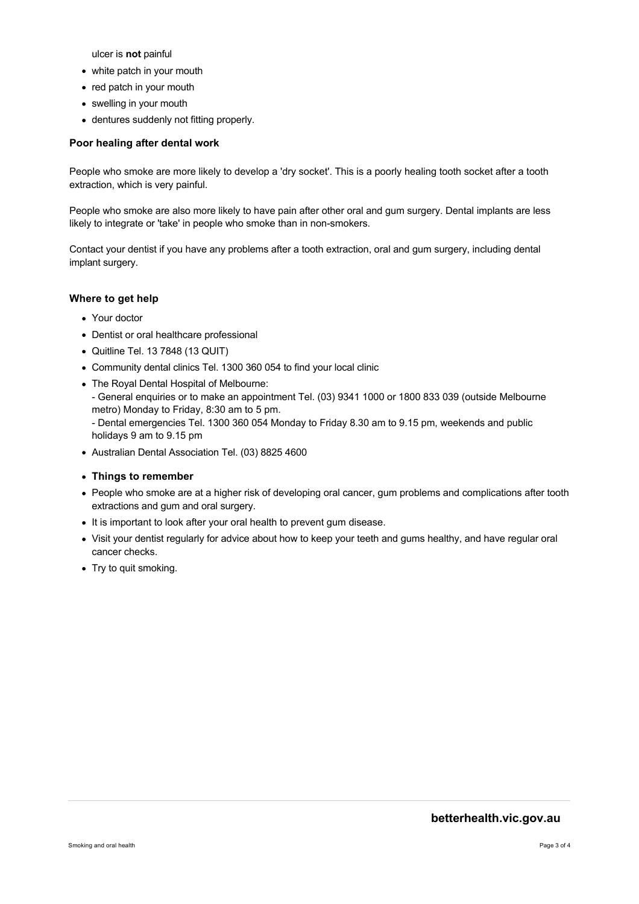ulcer is **not** painful

- white patch in your mouth
- red patch in your mouth
- swelling in your mouth
- dentures suddenly not fitting properly.

### Poor healing after dental work

People who smoke are more likely to develop a 'dry socket'. This is a poorly healing tooth socket after a tooth extraction, which is very painful.

People who smoke are also more likely to have pain after other oral and gum surgery. Dental implants are less likely to integrate or 'take' in people who smoke than in non-smokers.

Contact your dentist if you have any problems after a tooth extraction, oral and gum surgery, including dental implant surgery.

### Where to get help

- Your doctor
- Dentist or oral healthcare professional
- Quitline Tel. 13 7848 (13 QUIT)
- Community dental clinics Tel. 1300 360 054 to find your local clinic
- The Royal Dental Hospital of Melbourne:
  - General enquiries or to make an appointment Tel. (03) 9341 1000 or 1800 833 039 (outside Melbourne metro) Monday to Friday, 8:30 am to 5 pm.
  - Dental emergencies Tel. 1300 360 054 Monday to Friday 8.30 am to 9.15 pm, weekends and public holidays 9 am to 9.15 pm
- Australian Dental Association Tel. (03) 8825 4600

### Things to remember

- People who smoke are at a higher risk of developing oral cancer, gum problems and complications after tooth extractions and gum and oral surgery.
- It is important to look after your oral health to prevent gum disease.
- Visit your dentist regularly for advice about how to keep your teeth and gums healthy, and have regular oral cancer checks.
- Try to quit smoking.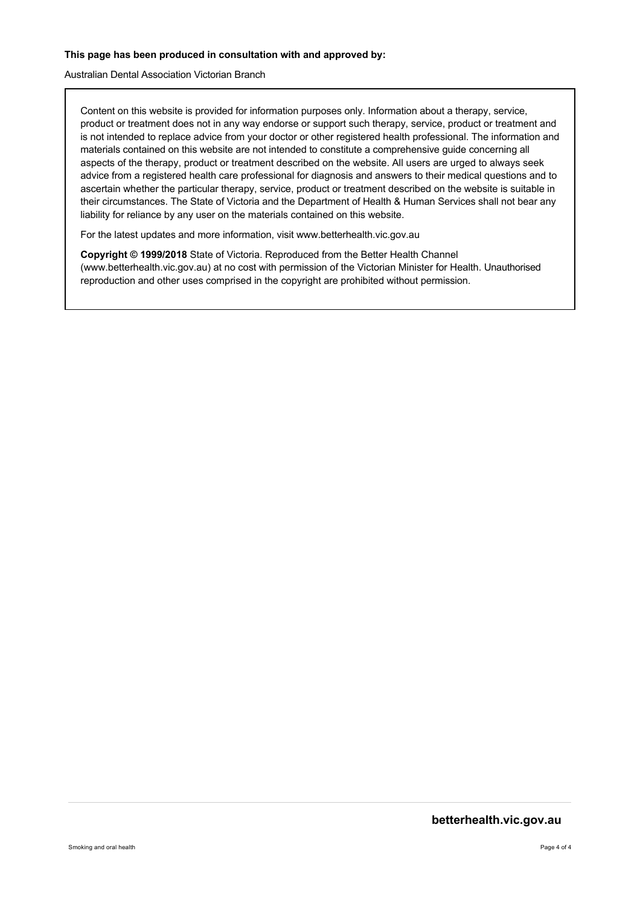**This page has been produced in consultation with and approved by:**

Australian Dental Association Victorian Branch

Content on this website is provided for information purposes only. Information about a therapy, service, product or treatment does not in any way endorse or support such therapy, service, product or treatment and is not intended to replace advice from your doctor or other registered health professional. The information and materials contained on this website are not intended to constitute a comprehensive guide concerning all aspects of the therapy, product or treatment described on the website. All users are urged to always seek advice from a registered health care professional for diagnosis and answers to their medical questions and to ascertain whether the particular therapy, service, product or treatment described on the website is suitable in their circumstances. The State of Victoria and the Department of Health & Human Services shall not bear any liability for reliance by any user on the materials contained on this website.

For the latest updates and more information, visit www.betterhealth.vic.gov.au

**Copyright © 1999/2018** State of Victoria. Reproduced from the Better Health Channel (www.betterhealth.vic.gov.au) at no cost with permission of the Victorian Minister for Health. Unauthorised reproduction and other uses comprised in the copyright are prohibited without permission.